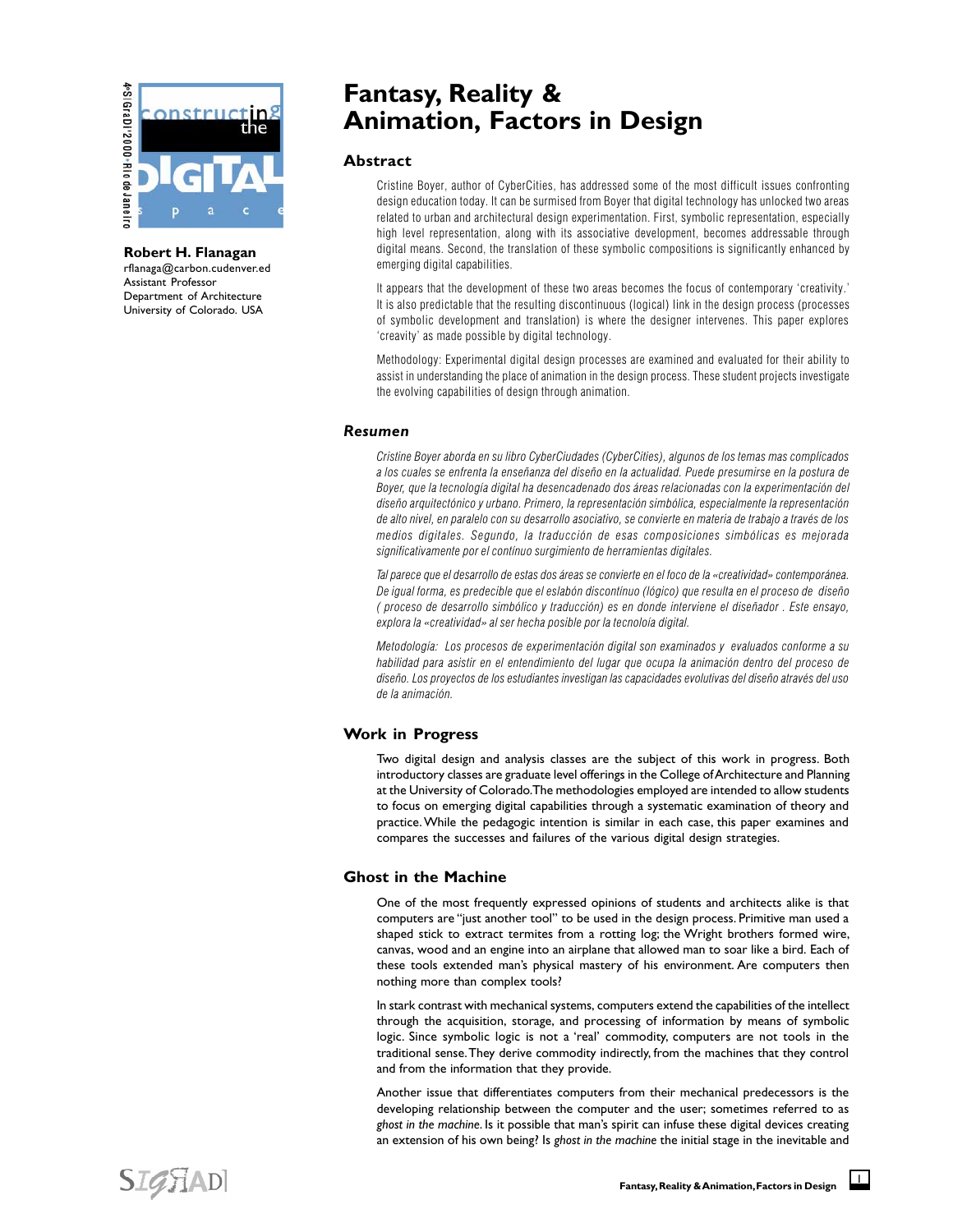# Fantasy, Reality & Animation, Factors in Design

**Robert H. Flanagan**
rflanaga@carbon.cudenver.ed
Assistant Professor
Department of Architecture
University of Colorado. USA

## Abstract

Cristine Boyer, author of CyberCities, has addressed some of the most difficult issues confronting design education today. It can be surmised from Boyer that digital technology has unlocked two areas related to urban and architectural design experimentation. First, symbolic representation, especially high level representation, along with its associative development, becomes addressable through digital means. Second, the translation of these symbolic compositions is significantly enhanced by emerging digital capabilities.

It appears that the development of these two areas becomes the focus of contemporary 'creativity.' It is also predictable that the resulting discontinuous (logical) link in the design process (processes of symbolic development and translation) is where the designer intervenes. This paper explores 'creavity' as made possible by digital technology.

Methodology: Experimental digital design processes are examined and evaluated for their ability to assist in understanding the place of animation in the design process. These student projects investigate the evolving capabilities of design through animation.

## *Resumen*

*Cristine Boyer aborda en su libro CyberCiudades (CyberCities), algunos de los temas mas complicados a los cuales se enfrenta la enseñanza del diseño en la actualidad. Puede presumirse en la postura de Boyer, que la tecnología digital ha desencadenado dos áreas relacionadas con la experimentación del diseño arquitectónico y urbano. Primero, la representación simbólica, especialmente la representación de alto nivel, en paralelo con su desarrollo asociativo, se convierte en materia de trabajo a través de los medios digitales. Segundo, la traducción de esas composiciones simbólicas es mejorada significativamente por el contínuo surgimiento de herramientas digitales.*

*Tal parece que el desarrollo de estas dos áreas se convierte en el foco de la «creatividad» contemporánea. De igual forma, es predecible que el eslabón discontínuo (lógico) que resulta en el proceso de diseño ( proceso de desarrollo simbólico y traducción) es en donde interviene el diseñador . Este ensayo, explora la «creatividad» al ser hecha posible por la tecnoloía digital.*

*Metodología: Los procesos de experimentación digital son examinados y evaluados conforme a su habilidad para asistir en el entendimiento del lugar que ocupa la animación dentro del proceso de diseño. Los proyectos de los estudiantes investigan las capacidades evolutivas del diseño através del uso de la animación.*

## Work in Progress

Two digital design and analysis classes are the subject of this work in progress. Both introductory classes are graduate level offerings in the College of Architecture and Planning at the University of Colorado. The methodologies employed are intended to allow students to focus on emerging digital capabilities through a systematic examination of theory and practice. While the pedagogic intention is similar in each case, this paper examines and compares the successes and failures of the various digital design strategies.

## Ghost in the Machine

One of the most frequently expressed opinions of students and architects alike is that computers are "just another tool" to be used in the design process. Primitive man used a shaped stick to extract termites from a rotting log; the Wright brothers formed wire, canvas, wood and an engine into an airplane that allowed man to soar like a bird. Each of these tools extended man's physical mastery of his environment. Are computers then nothing more than complex tools?

In stark contrast with mechanical systems, computers extend the capabilities of the intellect through the acquisition, storage, and processing of information by means of symbolic logic. Since symbolic logic is not a 'real' commodity, computers are not tools in the traditional sense. They derive commodity indirectly, from the machines that they control and from the information that they provide.

Another issue that differentiates computers from their mechanical predecessors is the developing relationship between the computer and the user; sometimes referred to as *ghost in the machine*. Is it possible that man's spirit can infuse these digital devices creating an extension of his own being? Is *ghost in the machine* the initial stage in the inevitable and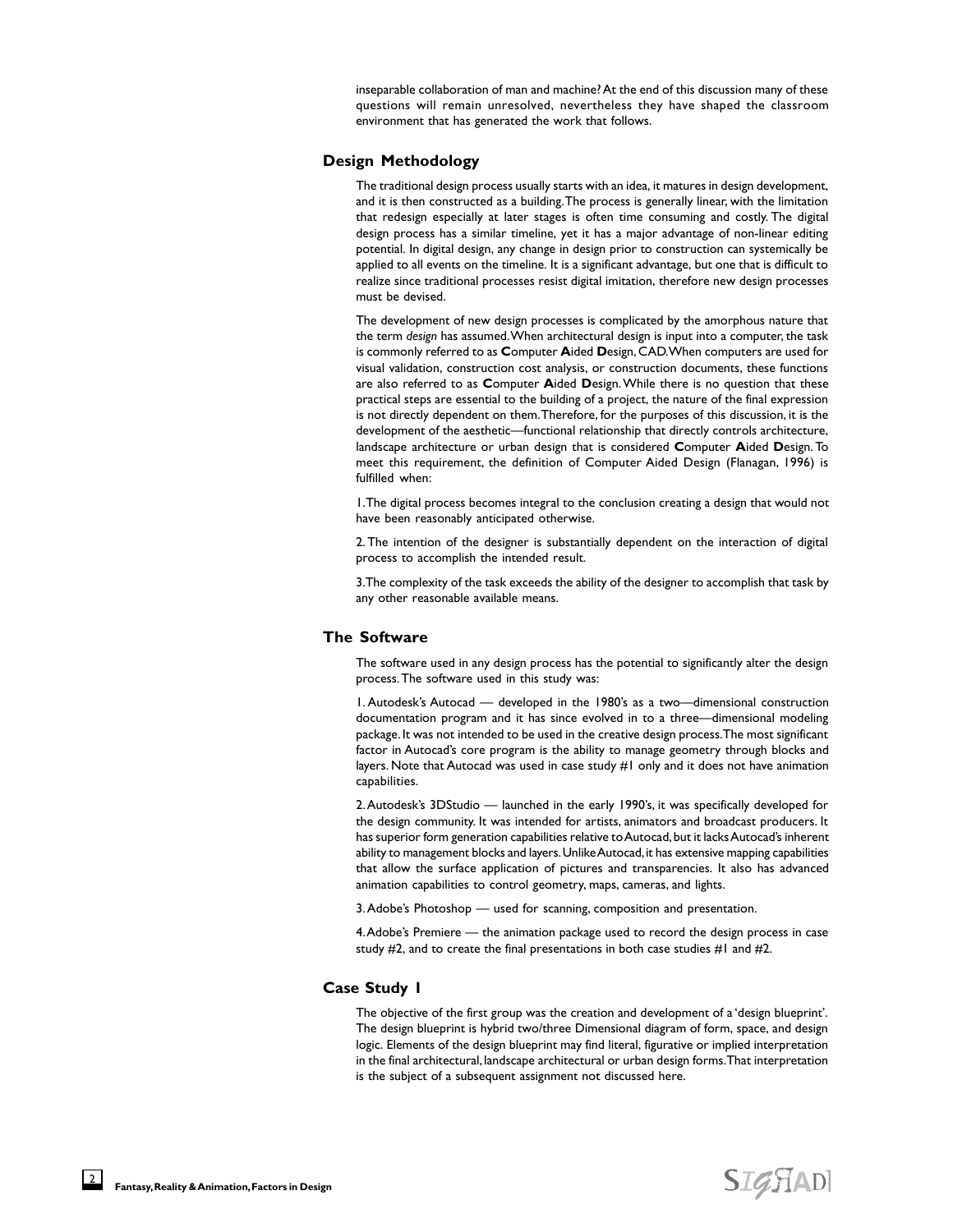inseparable collaboration of man and machine? At the end of this discussion many of these questions will remain unresolved, nevertheless they have shaped the classroom environment that has generated the work that follows.

## Design Methodology

The traditional design process usually starts with an idea, it matures in design development, and it is then constructed as a building. The process is generally linear, with the limitation that redesign especially at later stages is often time consuming and costly. The digital design process has a similar timeline, yet it has a major advantage of non-linear editing potential. In digital design, any change in design prior to construction can systemically be applied to all events on the timeline. It is a significant advantage, but one that is difficult to realize since traditional processes resist digital imitation, therefore new design processes must be devised.

The development of new design processes is complicated by the amorphous nature that the term *design* has assumed. When architectural design is input into a computer, the task is commonly referred to as **C**omputer **A**ided **D**esign, CAD. When computers are used for visual validation, construction cost analysis, or construction documents, these functions are also referred to as **C**omputer **A**ided **D**esign. While there is no question that these practical steps are essential to the building of a project, the nature of the final expression is not directly dependent on them. Therefore, for the purposes of this discussion, it is the development of the aesthetic—functional relationship that directly controls architecture, landscape architecture or urban design that is considered **C**omputer **A**ided **D**esign. To meet this requirement, the definition of Computer Aided Design (Flanagan, 1996) is fulfilled when:

1. The digital process becomes integral to the conclusion creating a design that would not have been reasonably anticipated otherwise.

2. The intention of the designer is substantially dependent on the interaction of digital process to accomplish the intended result.

3. The complexity of the task exceeds the ability of the designer to accomplish that task by any other reasonable available means.

## The Software

The software used in any design process has the potential to significantly alter the design process. The software used in this study was:

1. Autodesk's Autocad — developed in the 1980's as a two—dimensional construction documentation program and it has since evolved in to a three—dimensional modeling package. It was not intended to be used in the creative design process. The most significant factor in Autocad's core program is the ability to manage geometry through blocks and layers. Note that Autocad was used in case study #1 only and it does not have animation capabilities.

2. Autodesk's 3DStudio — launched in the early 1990's, it was specifically developed for the design community. It was intended for artists, animators and broadcast producers. It has superior form generation capabilities relative to Autocad, but it lacks Autocad's inherent ability to management blocks and layers. Unlike Autocad, it has extensive mapping capabilities that allow the surface application of pictures and transparencies. It also has advanced animation capabilities to control geometry, maps, cameras, and lights.

3. Adobe's Photoshop — used for scanning, composition and presentation.

4. Adobe's Premiere — the animation package used to record the design process in case study #2, and to create the final presentations in both case studies #1 and #2.

## Case Study 1

The objective of the first group was the creation and development of a 'design blueprint'. The design blueprint is hybrid two/three Dimensional diagram of form, space, and design logic. Elements of the design blueprint may find literal, figurative or implied interpretation in the final architectural, landscape architectural or urban design forms. That interpretation is the subject of a subsequent assignment not discussed here.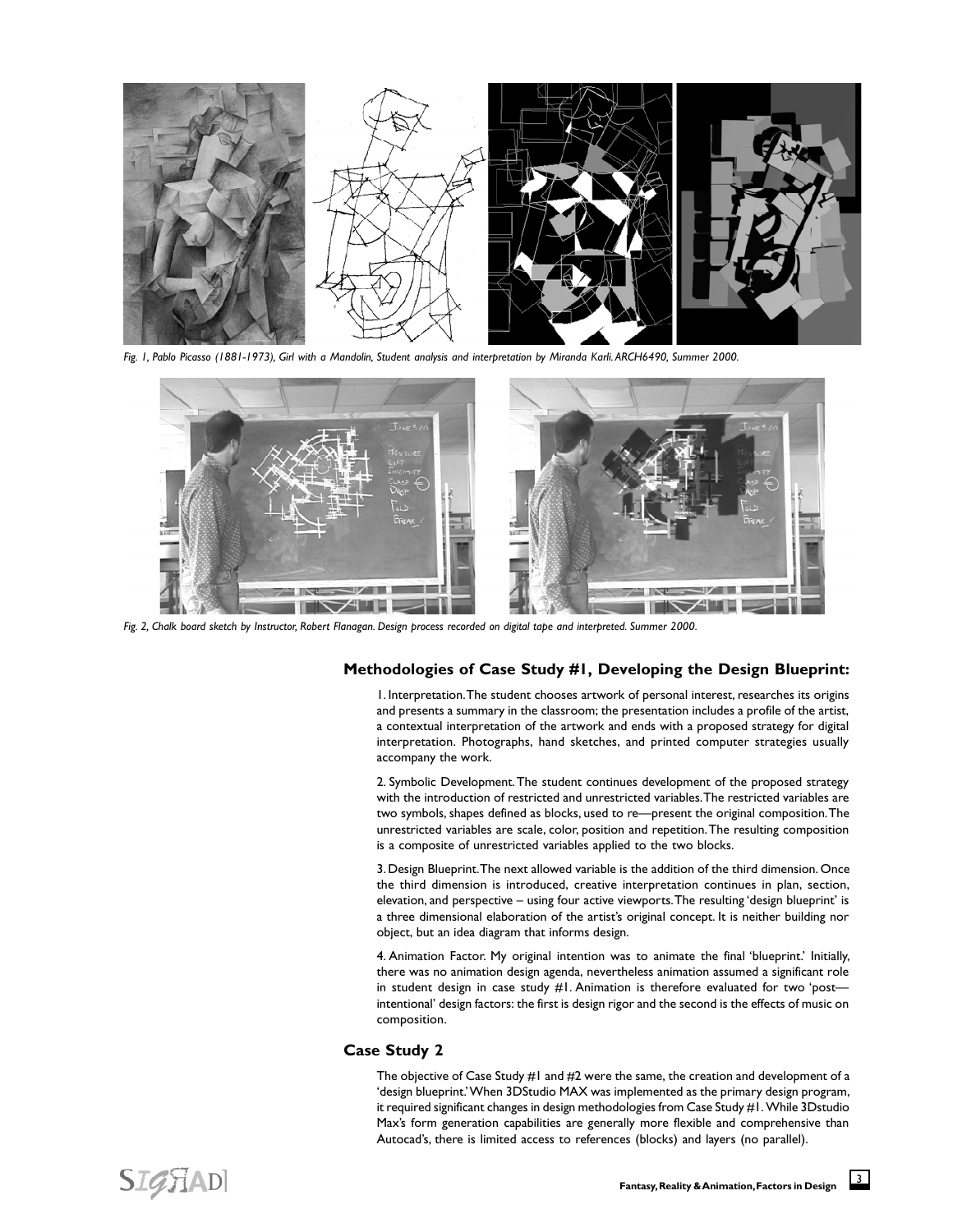*Fig. 1, Pablo Picasso (1881-1973), Girl with a Mandolin, Student analysis and interpretation by Miranda Karli. ARCH6490, Summer 2000.*

*Fig. 2, Chalk board sketch by Instructor, Robert Flanagan. Design process recorded on digital tape and interpreted. Summer 2000.*

### Methodologies of Case Study #1, Developing the Design Blueprint:

1. Interpretation. The student chooses artwork of personal interest, researches its origins and presents a summary in the classroom; the presentation includes a profile of the artist, a contextual interpretation of the artwork and ends with a proposed strategy for digital interpretation. Photographs, hand sketches, and printed computer strategies usually accompany the work.

2. Symbolic Development. The student continues development of the proposed strategy with the introduction of restricted and unrestricted variables. The restricted variables are two symbols, shapes defined as blocks, used to re—present the original composition. The unrestricted variables are scale, color, position and repetition. The resulting composition is a composite of unrestricted variables applied to the two blocks.

3. Design Blueprint. The next allowed variable is the addition of the third dimension. Once the third dimension is introduced, creative interpretation continues in plan, section, elevation, and perspective – using four active viewports. The resulting 'design blueprint' is a three dimensional elaboration of the artist's original concept. It is neither building nor object, but an idea diagram that informs design.

4. Animation Factor. My original intention was to animate the final 'blueprint.' Initially, there was no animation design agenda, nevertheless animation assumed a significant role in student design in case study #1. Animation is therefore evaluated for two 'post—intentional' design factors: the first is design rigor and the second is the effects of music on composition.

### Case Study 2

The objective of Case Study #1 and #2 were the same, the creation and development of a 'design blueprint.' When 3DStudio MAX was implemented as the primary design program, it required significant changes in design methodologies from Case Study #1. While 3Dstudio Max's form generation capabilities are generally more flexible and comprehensive than Autocad's, there is limited access to references (blocks) and layers (no parallel).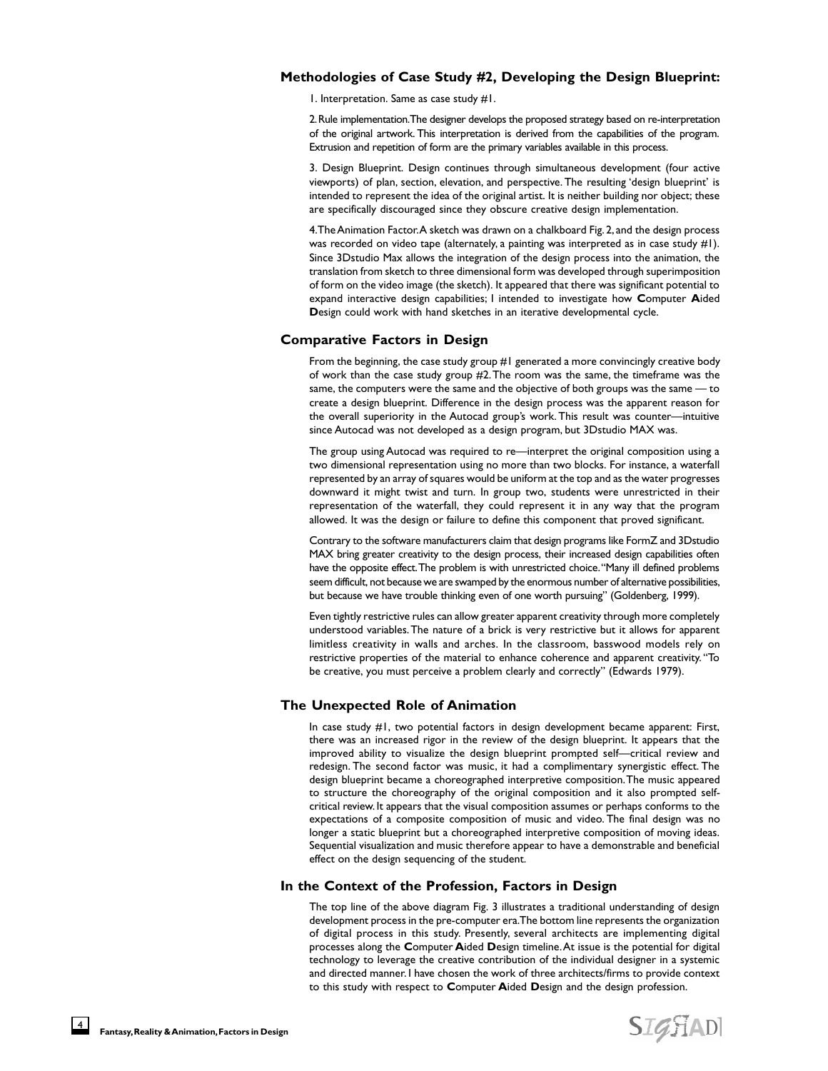## Methodologies of Case Study #2, Developing the Design Blueprint:

1. Interpretation. Same as case study #1.

2. Rule implementation. The designer develops the proposed strategy based on re-interpretation of the original artwork. This interpretation is derived from the capabilities of the program. Extrusion and repetition of form are the primary variables available in this process.

3. Design Blueprint. Design continues through simultaneous development (four active viewports) of plan, section, elevation, and perspective. The resulting 'design blueprint' is intended to represent the idea of the original artist. It is neither building nor object; these are specifically discouraged since they obscure creative design implementation.

4. The Animation Factor. A sketch was drawn on a chalkboard Fig. 2, and the design process was recorded on video tape (alternately, a painting was interpreted as in case study #1). Since 3Dstudio Max allows the integration of the design process into the animation, the translation from sketch to three dimensional form was developed through superimposition of form on the video image (the sketch). It appeared that there was significant potential to expand interactive design capabilities; I intended to investigate how **C**omputer **A**ided **D**esign could work with hand sketches in an iterative developmental cycle.

## Comparative Factors in Design

From the beginning, the case study group #1 generated a more convincingly creative body of work than the case study group #2. The room was the same, the timeframe was the same, the computers were the same and the objective of both groups was the same — to create a design blueprint. Difference in the design process was the apparent reason for the overall superiority in the Autocad group's work. This result was counter—intuitive since Autocad was not developed as a design program, but 3Dstudio MAX was.

The group using Autocad was required to re—interpret the original composition using a two dimensional representation using no more than two blocks. For instance, a waterfall represented by an array of squares would be uniform at the top and as the water progresses downward it might twist and turn. In group two, students were unrestricted in their representation of the waterfall, they could represent it in any way that the program allowed. It was the design or failure to define this component that proved significant.

Contrary to the software manufacturers claim that design programs like FormZ and 3Dstudio MAX bring greater creativity to the design process, their increased design capabilities often have the opposite effect. The problem is with unrestricted choice. "Many ill defined problems seem difficult, not because we are swamped by the enormous number of alternative possibilities, but because we have trouble thinking even of one worth pursuing" (Goldenberg, 1999).

Even tightly restrictive rules can allow greater apparent creativity through more completely understood variables. The nature of a brick is very restrictive but it allows for apparent limitless creativity in walls and arches. In the classroom, basswood models rely on restrictive properties of the material to enhance coherence and apparent creativity. "To be creative, you must perceive a problem clearly and correctly" (Edwards 1979).

## The Unexpected Role of Animation

In case study #1, two potential factors in design development became apparent: First, there was an increased rigor in the review of the design blueprint. It appears that the improved ability to visualize the design blueprint prompted self—critical review and redesign. The second factor was music, it had a complimentary synergistic effect. The design blueprint became a choreographed interpretive composition. The music appeared to structure the choreography of the original composition and it also prompted self-critical review. It appears that the visual composition assumes or perhaps conforms to the expectations of a composite composition of music and video. The final design was no longer a static blueprint but a choreographed interpretive composition of moving ideas. Sequential visualization and music therefore appear to have a demonstrable and beneficial effect on the design sequencing of the student.

## In the Context of the Profession, Factors in Design

The top line of the above diagram Fig. 3 illustrates a traditional understanding of design development process in the pre-computer era. The bottom line represents the organization of digital process in this study. Presently, several architects are implementing digital processes along the **C**omputer **A**ided **D**esign timeline. At issue is the potential for digital technology to leverage the creative contribution of the individual designer in a systemic and directed manner. I have chosen the work of three architects/firms to provide context to this study with respect to **C**omputer **A**ided **D**esign and the design profession.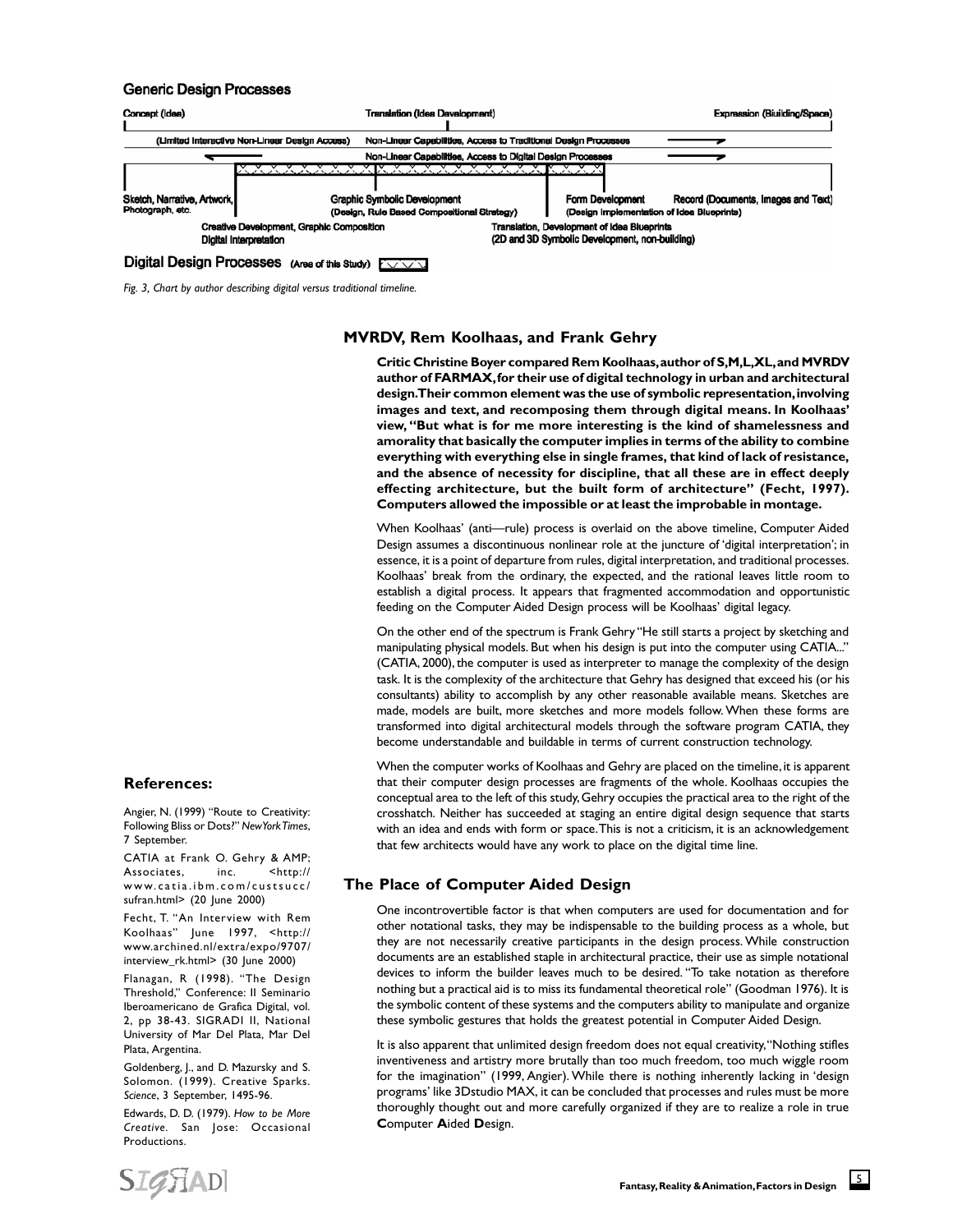Generic Design Processes

Concept (Idea)

Translation (Idea Development)

Expression (Biuilding/Space)

(Limited Interactive Non-Linear Design Access)

Non-Linear Capabilities, Access to Traditional Design Processes

Non-Linear Capabilities, Access to Digital Design Processes

Sketch, Narrative, Artwork, Photograph, etc.

Graphic Symbolic Development

(Design, Rule Based Compositional Strategy)

Form Development

Record (Documents, Images and Text)

(Design Implementation of Idea Blueprints)

Creative Development, Graphic Composition

Digital Interpretation

Translation, Development of Idea Blueprints

(2D and 3D Symbolic Development, non-building)

Digital Design Processes (Area of this Study)

*Fig. 3, Chart by author describing digital versus traditional timeline.*

## MVRDV, Rem Koolhaas, and Frank Gehry

**Critic Christine Boyer compared Rem Koolhaas, author of S,M,L,XL, and MVRDV author of FARMAX, for their use of digital technology in urban and architectural design. Their common element was the use of symbolic representation, involving images and text, and recomposing them through digital means. In Koolhaas' view, "But what is for me more interesting is the kind of shamelessness and amorality that basically the computer implies in terms of the ability to combine everything with everything else in single frames, that kind of lack of resistance, and the absence of necessity for discipline, that all these are in effect deeply effecting architecture, but the built form of architecture" (Fecht, 1997). Computers allowed the impossible or at least the improbable in montage.**

When Koolhaas' (anti—rule) process is overlaid on the above timeline, Computer Aided Design assumes a discontinuous nonlinear role at the juncture of 'digital interpretation'; in essence, it is a point of departure from rules, digital interpretation, and traditional processes. Koolhaas' break from the ordinary, the expected, and the rational leaves little room to establish a digital process. It appears that fragmented accommodation and opportunistic feeding on the Computer Aided Design process will be Koolhaas' digital legacy.

On the other end of the spectrum is Frank Gehry "He still starts a project by sketching and manipulating physical models. But when his design is put into the computer using CATIA..." (CATIA, 2000), the computer is used as interpreter to manage the complexity of the design task. It is the complexity of the architecture that Gehry has designed that exceed his (or his consultants) ability to accomplish by any other reasonable available means. Sketches are made, models are built, more sketches and more models follow. When these forms are transformed into digital architectural models through the software program CATIA, they become understandable and buildable in terms of current construction technology.

When the computer works of Koolhaas and Gehry are placed on the timeline, it is apparent that their computer design processes are fragments of the whole. Koolhaas occupies the conceptual area to the left of this study, Gehry occupies the practical area to the right of the crosshatch. Neither has succeeded at staging an entire digital design sequence that starts with an idea and ends with form or space. This is not a criticism, it is an acknowledgement that few architects would have any work to place on the digital time line.

## The Place of Computer Aided Design

One incontrovertible factor is that when computers are used for documentation and for other notational tasks, they may be indispensable to the building process as a whole, but they are not necessarily creative participants in the design process. While construction documents are an established staple in architectural practice, their use as simple notational devices to inform the builder leaves much to be desired. "To take notation as therefore nothing but a practical aid is to miss its fundamental theoretical role" (Goodman 1976). It is the symbolic content of these systems and the computers ability to manipulate and organize these symbolic gestures that holds the greatest potential in Computer Aided Design.

It is also apparent that unlimited design freedom does not equal creativity, "Nothing stifles inventiveness and artistry more brutally than too much freedom, too much wiggle room for the imagination" (1999, Angier). While there is nothing inherently lacking in 'design programs' like 3Dstudio MAX, it can be concluded that processes and rules must be more thoroughly thought out and more carefully organized if they are to realize a role in true **C**omputer **A**ided **D**esign.

## References:

Angier, N. (1999) "Route to Creativity: Following Bliss or Dots?" *New York Times*, 7 September.

CATIA at Frank O. Gehry & AMP; Associates, inc. <http://www.catia.ibm.com/custsucc/sufran.html> (20 June 2000)

Fecht, T. "An Interview with Rem Koolhaas" June 1997, <http://www.archined.nl/extra/expo/9707/interview_rk.html> (30 June 2000)

Flanagan, R (1998). "The Design Threshold," Conference: II Seminario Iberoamericano de Grafica Digital, vol. 2, pp 38-43. SIGRADI II, National University of Mar Del Plata, Mar Del Plata, Argentina.

Goldenberg, J., and D. Mazursky and S. Solomon. (1999). Creative Sparks. *Science*, 3 September, 1495-96.

Edwards, D. D. (1979). *How to be More Creative*. San Jose: Occasional Productions.